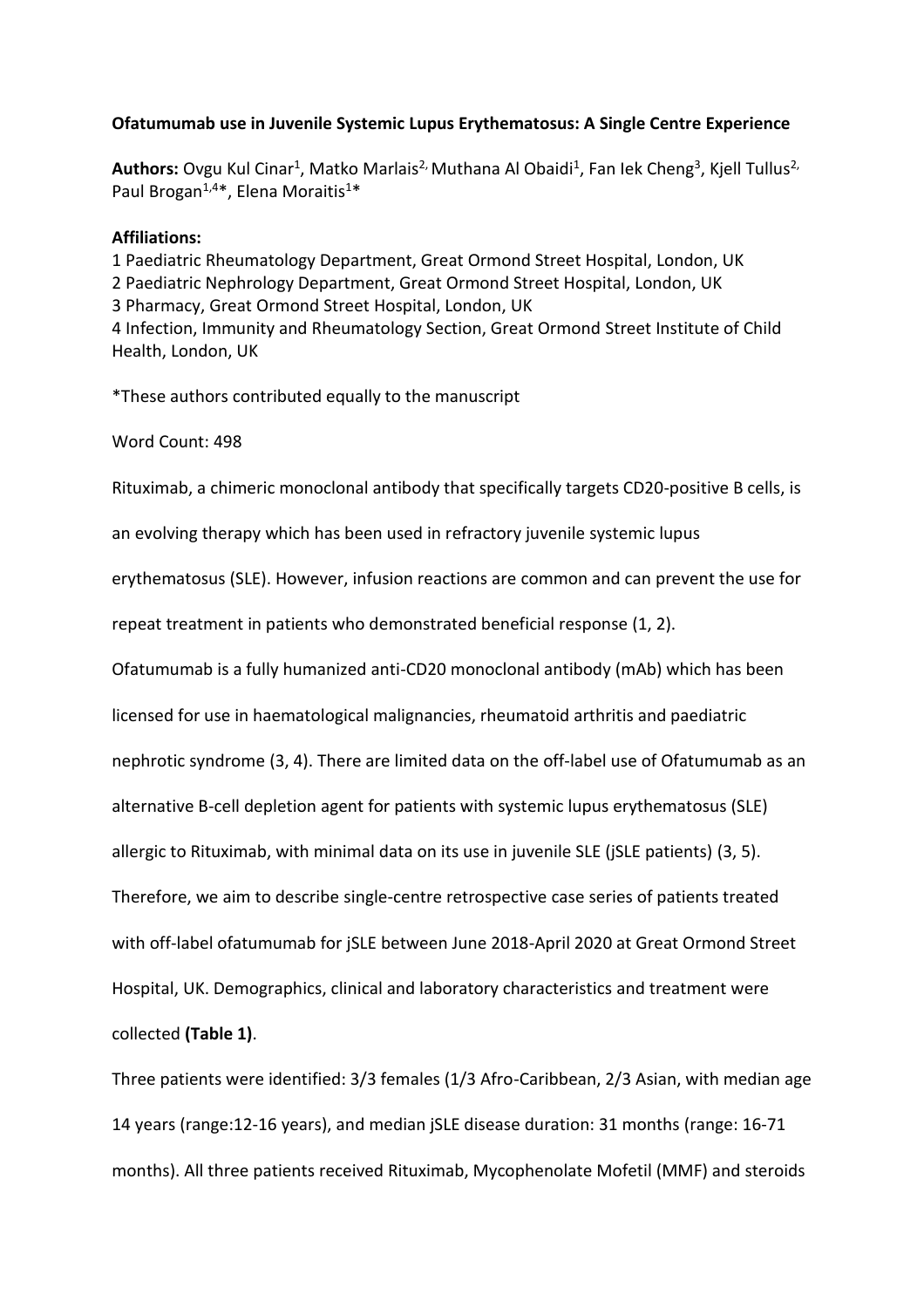**Ofatumumab use in Juvenile Systemic Lupus Erythematosus: A Single Centre Experience**

**Authors:** Ovgu Kul Cinar[1], Matko Marlais[2,] Muthana Al Obaidi[1], Fan Iek Cheng[3], Kjell Tullus[2,] Paul Brogan[1,4]*, Elena Moraitis[1]*

**Affiliations:**

1 Paediatric Rheumatology Department, Great Ormond Street Hospital, London, UK
2 Paediatric Nephrology Department, Great Ormond Street Hospital, London, UK
3 Pharmacy, Great Ormond Street Hospital, London, UK
4 Infection, Immunity and Rheumatology Section, Great Ormond Street Institute of Child Health, London, UK

*These authors contributed equally to the manuscript

Word Count: 498

Rituximab, a chimeric monoclonal antibody that specifically targets CD20-positive B cells, is an evolving therapy which has been used in refractory juvenile systemic lupus erythematosus (SLE). However, infusion reactions are common and can prevent the use for repeat treatment in patients who demonstrated beneficial response (1, 2).

Ofatumumab is a fully humanized anti-CD20 monoclonal antibody (mAb) which has been licensed for use in haematological malignancies, rheumatoid arthritis and paediatric nephrotic syndrome (3, 4). There are limited data on the off-label use of Ofatumumab as an alternative B-cell depletion agent for patients with systemic lupus erythematosus (SLE) allergic to Rituximab, with minimal data on its use in juvenile SLE (jSLE patients) (3, 5). Therefore, we aim to describe single-centre retrospective case series of patients treated with off-label ofatumumab for jSLE between June 2018-April 2020 at Great Ormond Street Hospital, UK. Demographics, clinical and laboratory characteristics and treatment were collected **(Table 1)**.

Three patients were identified: 3/3 females (1/3 Afro-Caribbean, 2/3 Asian, with median age 14 years (range:12-16 years), and median jSLE disease duration: 31 months (range: 16-71 months). All three patients received Rituximab, Mycophenolate Mofetil (MMF) and steroids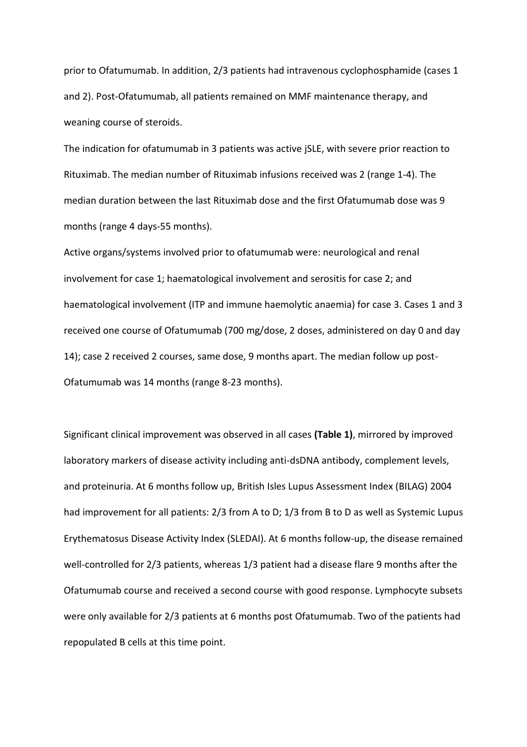prior to Ofatumumab. In addition, 2/3 patients had intravenous cyclophosphamide (cases 1 and 2). Post-Ofatumumab, all patients remained on MMF maintenance therapy, and weaning course of steroids.

The indication for ofatumumab in 3 patients was active jSLE, with severe prior reaction to Rituximab. The median number of Rituximab infusions received was 2 (range 1-4). The median duration between the last Rituximab dose and the first Ofatumumab dose was 9 months (range 4 days-55 months).

Active organs/systems involved prior to ofatumumab were: neurological and renal involvement for case 1; haematological involvement and serositis for case 2; and haematological involvement (ITP and immune haemolytic anaemia) for case 3. Cases 1 and 3 received one course of Ofatumumab (700 mg/dose, 2 doses, administered on day 0 and day 14); case 2 received 2 courses, same dose, 9 months apart. The median follow up post-Ofatumumab was 14 months (range 8-23 months).

Significant clinical improvement was observed in all cases **(Table 1)**, mirrored by improved laboratory markers of disease activity including anti-dsDNA antibody, complement levels, and proteinuria. At 6 months follow up, British Isles Lupus Assessment Index (BILAG) 2004 had improvement for all patients: 2/3 from A to D; 1/3 from B to D as well as Systemic Lupus Erythematosus Disease Activity Index (SLEDAI). At 6 months follow-up, the disease remained well-controlled for 2/3 patients, whereas 1/3 patient had a disease flare 9 months after the Ofatumumab course and received a second course with good response. Lymphocyte subsets were only available for 2/3 patients at 6 months post Ofatumumab. Two of the patients had repopulated B cells at this time point.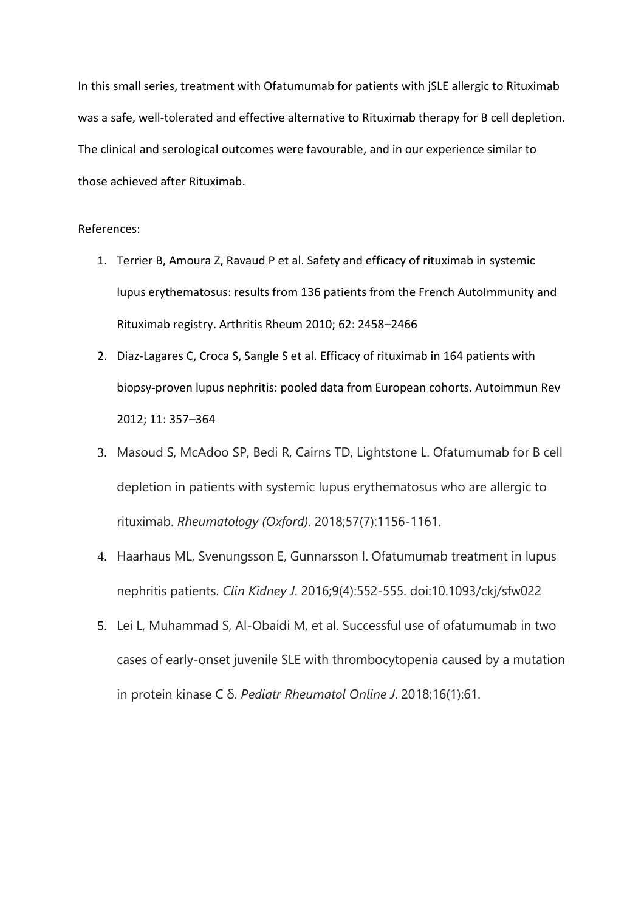In this small series, treatment with Ofatumumab for patients with jSLE allergic to Rituximab was a safe, well-tolerated and effective alternative to Rituximab therapy for B cell depletion. The clinical and serological outcomes were favourable, and in our experience similar to those achieved after Rituximab.

References:

1. Terrier B, Amoura Z, Ravaud P et al. Safety and efficacy of rituximab in systemic lupus erythematosus: results from 136 patients from the French AutoImmunity and Rituximab registry. Arthritis Rheum 2010; 62: 2458–2466
2. Diaz-Lagares C, Croca S, Sangle S et al. Efficacy of rituximab in 164 patients with biopsy-proven lupus nephritis: pooled data from European cohorts. Autoimmun Rev 2012; 11: 357–364
3. Masoud S, McAdoo SP, Bedi R, Cairns TD, Lightstone L. Ofatumumab for B cell depletion in patients with systemic lupus erythematosus who are allergic to rituximab. *Rheumatology (Oxford)*. 2018;57(7):1156-1161.
4. Haarhaus ML, Svenungsson E, Gunnarsson I. Ofatumumab treatment in lupus nephritis patients. *Clin Kidney J*. 2016;9(4):552-555. doi:10.1093/ckj/sfw022
5. Lei L, Muhammad S, Al-Obaidi M, et al. Successful use of ofatumumab in two cases of early-onset juvenile SLE with thrombocytopenia caused by a mutation in protein kinase C δ. *Pediatr Rheumatol Online J*. 2018;16(1):61.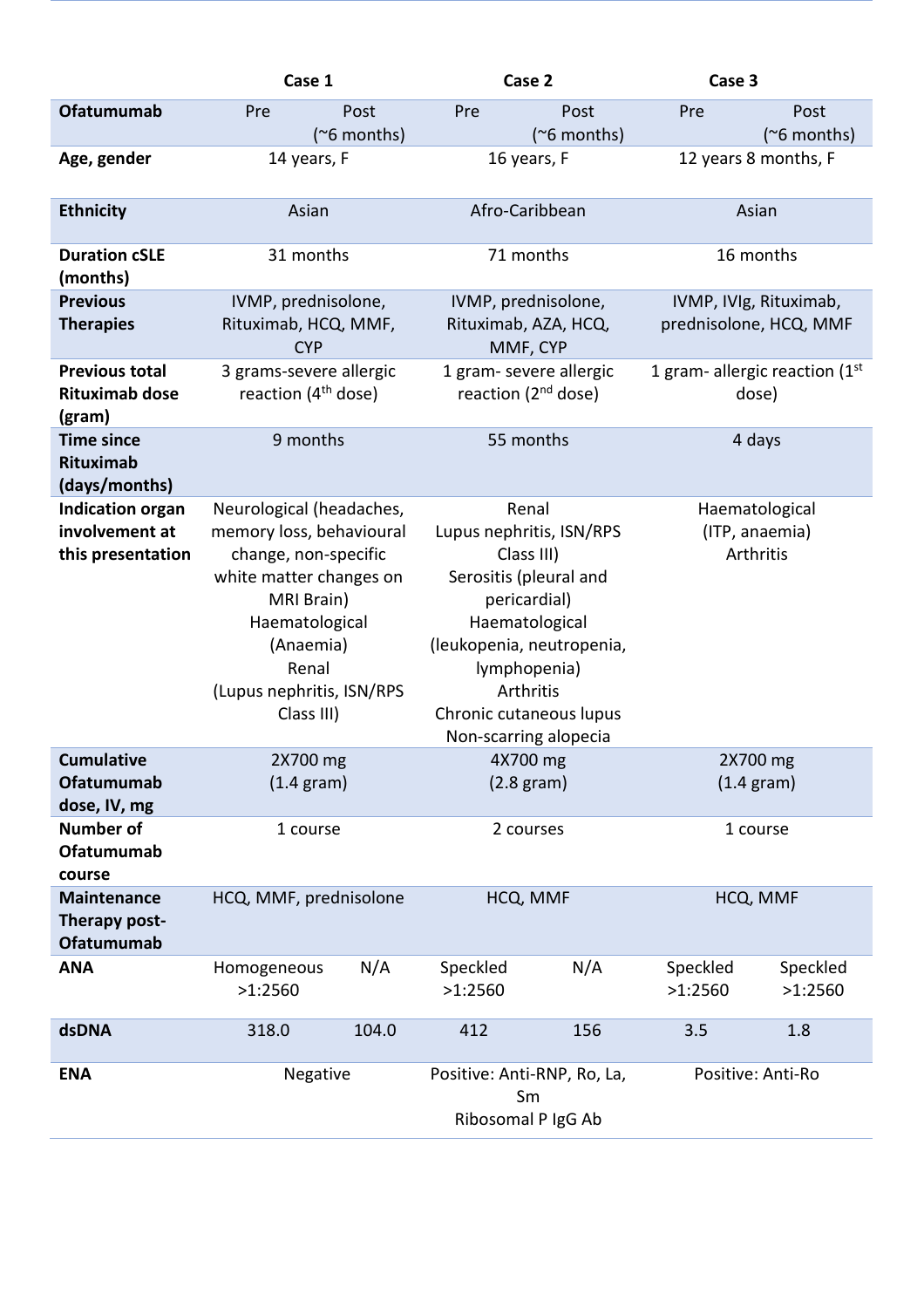| | Case 1 | | Case 2 | | Case 3 | |
|---|---|---|---|---|---|---|
| **Ofatumumab** | Pre | Post (~6 months) | Pre | Post (~6 months) | Pre | Post (~6 months) |
| **Age, gender** | 14 years, F | | 16 years, F | | 12 years 8 months, F | |
| **Ethnicity** | Asian | | Afro-Caribbean | | Asian | |
| **Duration cSLE (months)** | 31 months | | 71 months | | 16 months | |
| **Previous Therapies** | IVMP, prednisolone, Rituximab, HCQ, MMF, CYP | | IVMP, prednisolone, Rituximab, AZA, HCQ, MMF, CYP | | IVMP, IVIg, Rituximab, prednisolone, HCQ, MMF | |
| **Previous total Rituximab dose (gram)** | 3 grams-severe allergic reaction (4th dose) | | 1 gram- severe allergic reaction (2nd dose) | | 1 gram- allergic reaction (1st dose) | |
| **Time since Rituximab (days/months)** | 9 months | | 55 months | | 4 days | |
| **Indication organ involvement at this presentation** | Neurological (headaches, memory loss, behavioural change, non-specific white matter changes on MRI Brain) Haematological (Anaemia) Renal (Lupus nephritis, ISN/RPS Class III) | | Renal Lupus nephritis, ISN/RPS Class III) Serositis (pleural and pericardial) Haematological (leukopenia, neutropenia, lymphopenia) Arthritis Chronic cutaneous lupus Non-scarring alopecia | | Haematological (ITP, anaemia) Arthritis | |
| **Cumulative Ofatumumab dose, IV, mg** | 2X700 mg (1.4 gram) | | 4X700 mg (2.8 gram) | | 2X700 mg (1.4 gram) | |
| **Number of Ofatumumab course** | 1 course | | 2 courses | | 1 course | |
| **Maintenance Therapy post-Ofatumumab** | HCQ, MMF, prednisolone | | HCQ, MMF | | HCQ, MMF | |
| **ANA** | Homogeneous >1:2560 | N/A | Speckled >1:2560 | N/A | Speckled >1:2560 | Speckled >1:2560 |
| **dsDNA** | 318.0 | 104.0 | 412 | 156 | 3.5 | 1.8 |
| **ENA** | Negative | | Positive: Anti-RNP, Ro, La, Sm Ribosomal P IgG Ab | | Positive: Anti-Ro | |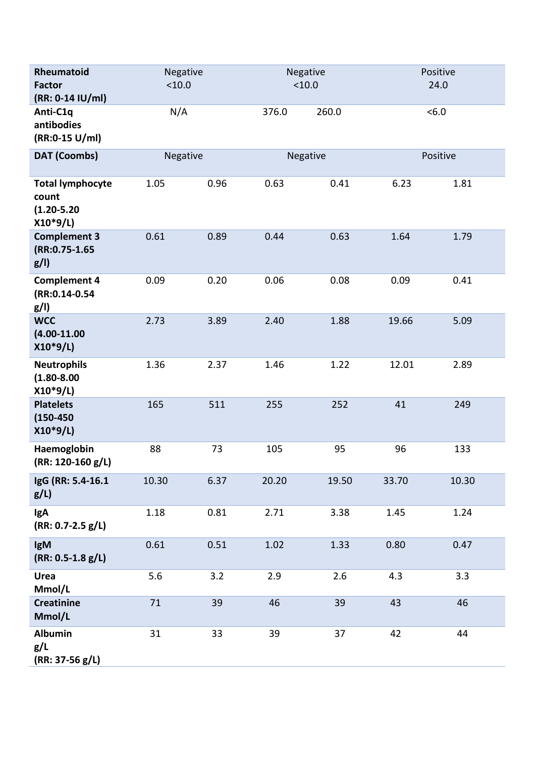| | | | | | | |
|---|---|---|---|---|---|---|
| **Rheumatoid Factor (RR: 0-14 IU/ml)** | Negative <10.0 | | Negative <10.0 | | Positive 24.0 | |
| **Anti-C1q antibodies (RR:0-15 U/ml)** | N/A | | 376.0 | 260.0 | <6.0 | |
| **DAT (Coombs)** | Negative | | Negative | | Positive | |
| **Total lymphocyte count (1.20-5.20 X10*9/L)** | 1.05 | 0.96 | 0.63 | 0.41 | 6.23 | 1.81 |
| **Complement 3 (RR:0.75-1.65 g/l)** | 0.61 | 0.89 | 0.44 | 0.63 | 1.64 | 1.79 |
| **Complement 4 (RR:0.14-0.54 g/l)** | 0.09 | 0.20 | 0.06 | 0.08 | 0.09 | 0.41 |
| **WCC (4.00-11.00 X10*9/L)** | 2.73 | 3.89 | 2.40 | 1.88 | 19.66 | 5.09 |
| **Neutrophils (1.80-8.00 X10*9/L)** | 1.36 | 2.37 | 1.46 | 1.22 | 12.01 | 2.89 |
| **Platelets (150-450 X10*9/L)** | 165 | 511 | 255 | 252 | 41 | 249 |
| **Haemoglobin (RR: 120-160 g/L)** | 88 | 73 | 105 | 95 | 96 | 133 |
| **IgG (RR: 5.4-16.1 g/L)** | 10.30 | 6.37 | 20.20 | 19.50 | 33.70 | 10.30 |
| **IgA (RR: 0.7-2.5 g/L)** | 1.18 | 0.81 | 2.71 | 3.38 | 1.45 | 1.24 |
| **IgM (RR: 0.5-1.8 g/L)** | 0.61 | 0.51 | 1.02 | 1.33 | 0.80 | 0.47 |
| **Urea Mmol/L** | 5.6 | 3.2 | 2.9 | 2.6 | 4.3 | 3.3 |
| **Creatinine Mmol/L** | 71 | 39 | 46 | 39 | 43 | 46 |
| **Albumin g/L (RR: 37-56 g/L)** | 31 | 33 | 39 | 37 | 42 | 44 |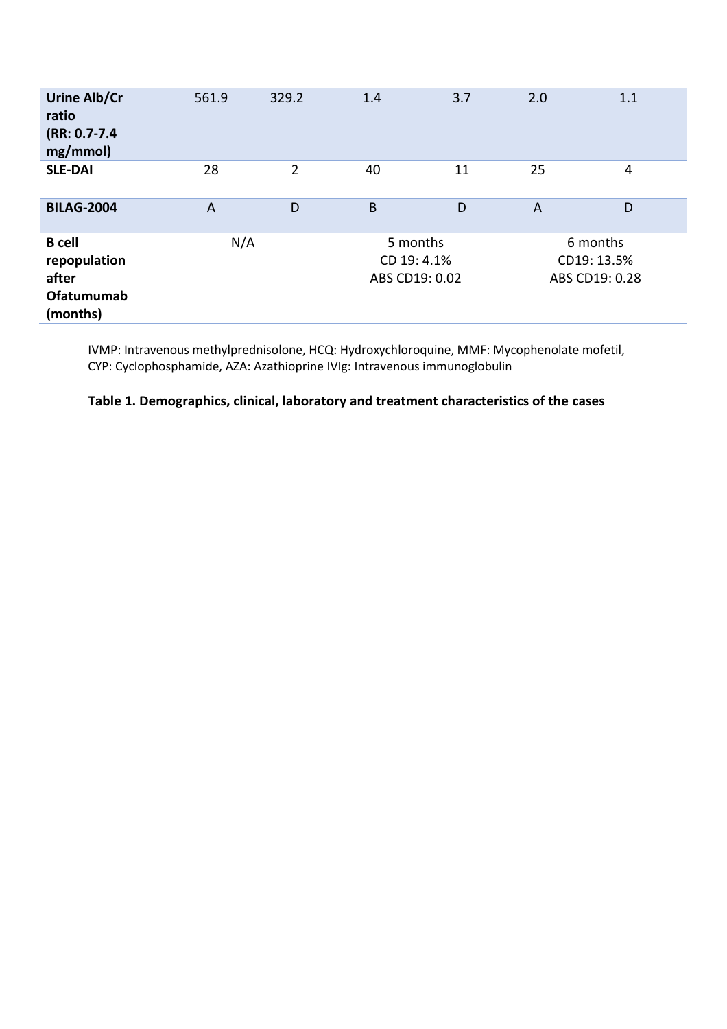| | | | | | | |
|---|---|---|---|---|---|---|
| **Urine Alb/Cr ratio (RR: 0.7-7.4 mg/mmol)** | 561.9 | 329.2 | 1.4 | 3.7 | 2.0 | 1.1 |
| **SLE-DAI** | 28 | 2 | 40 | 11 | 25 | 4 |
| **BILAG-2004** | A | D | B | D | A | D |
| **B cell repopulation after Ofatumumab (months)** | N/A | | 5 months CD 19: 4.1% ABS CD19: 0.02 | | 6 months CD19: 13.5% ABS CD19: 0.28 | |

IVMP: Intravenous methylprednisolone, HCQ: Hydroxychloroquine, MMF: Mycophenolate mofetil, CYP: Cyclophosphamide, AZA: Azathioprine IVIg: Intravenous immunoglobulin

**Table 1. Demographics, clinical, laboratory and treatment characteristics of the cases**